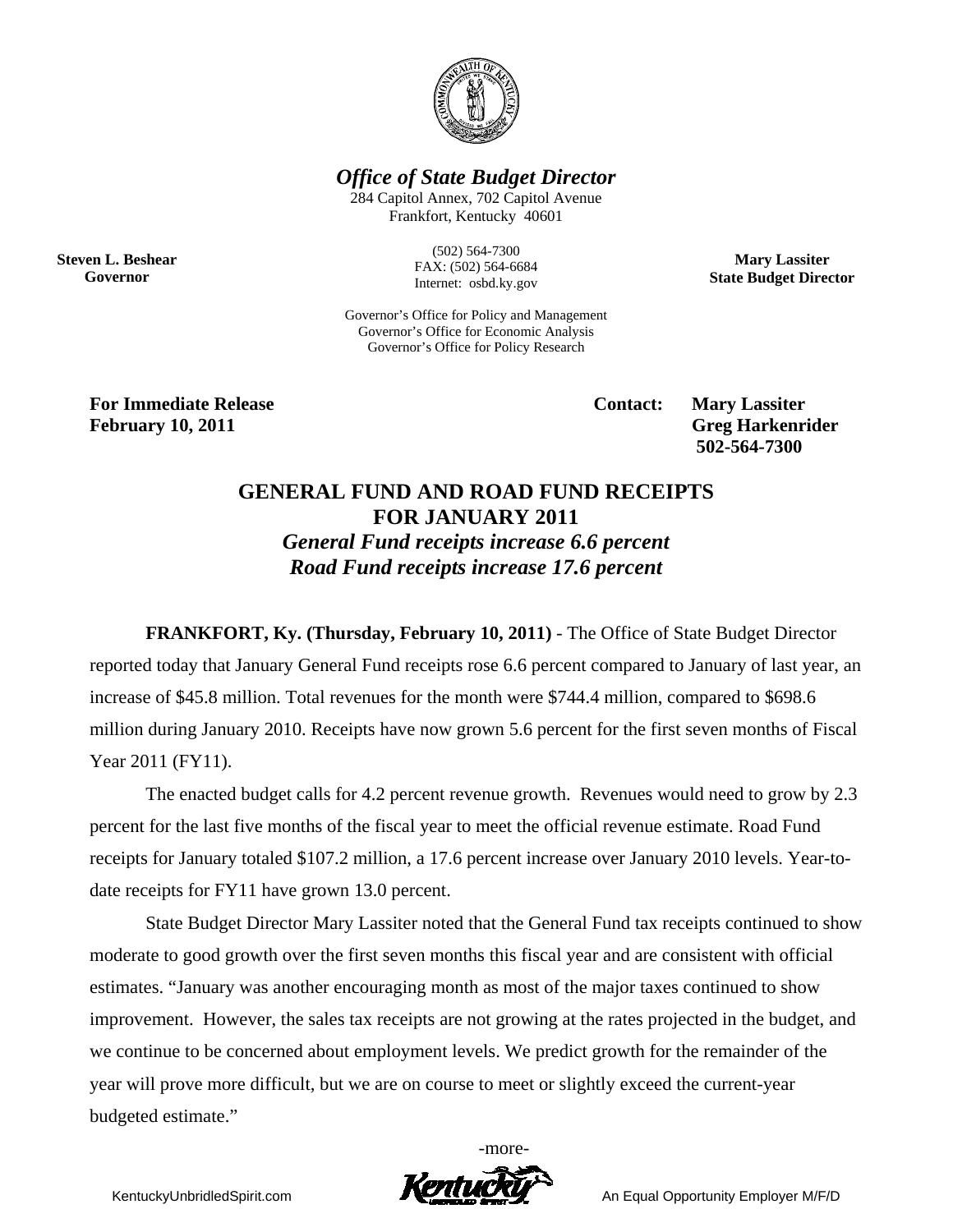***Office of State Budget Director***

284 Capitol Annex, 702 Capitol Avenue
Frankfort, Kentucky 40601

(502) 564-7300
FAX: (502) 564-6684
Internet: osbd.ky.gov

Governor's Office for Policy and Management
Governor's Office for Economic Analysis
Governor's Office for Policy Research

**Steven L. Beshear**
**Governor**

**Mary Lassiter**
**State Budget Director**

**For Immediate Release**
**February 10, 2011**

**Contact: Mary Lassiter**
**Greg Harkenrider**
**502-564-7300**

# GENERAL FUND AND ROAD FUND RECEIPTS FOR JANUARY 2011

***General Fund receipts increase 6.6 percent***
***Road Fund receipts increase 17.6 percent***

**FRANKFORT, Ky. (Thursday, February 10, 2011)** - The Office of State Budget Director reported today that January General Fund receipts rose 6.6 percent compared to January of last year, an increase of $45.8 million. Total revenues for the month were $744.4 million, compared to $698.6 million during January 2010. Receipts have now grown 5.6 percent for the first seven months of Fiscal Year 2011 (FY11).

The enacted budget calls for 4.2 percent revenue growth. Revenues would need to grow by 2.3 percent for the last five months of the fiscal year to meet the official revenue estimate. Road Fund receipts for January totaled $107.2 million, a 17.6 percent increase over January 2010 levels. Year-to-date receipts for FY11 have grown 13.0 percent.

State Budget Director Mary Lassiter noted that the General Fund tax receipts continued to show moderate to good growth over the first seven months this fiscal year and are consistent with official estimates. "January was another encouraging month as most of the major taxes continued to show improvement. However, the sales tax receipts are not growing at the rates projected in the budget, and we continue to be concerned about employment levels. We predict growth for the remainder of the year will prove more difficult, but we are on course to meet or slightly exceed the current-year budgeted estimate."

-more-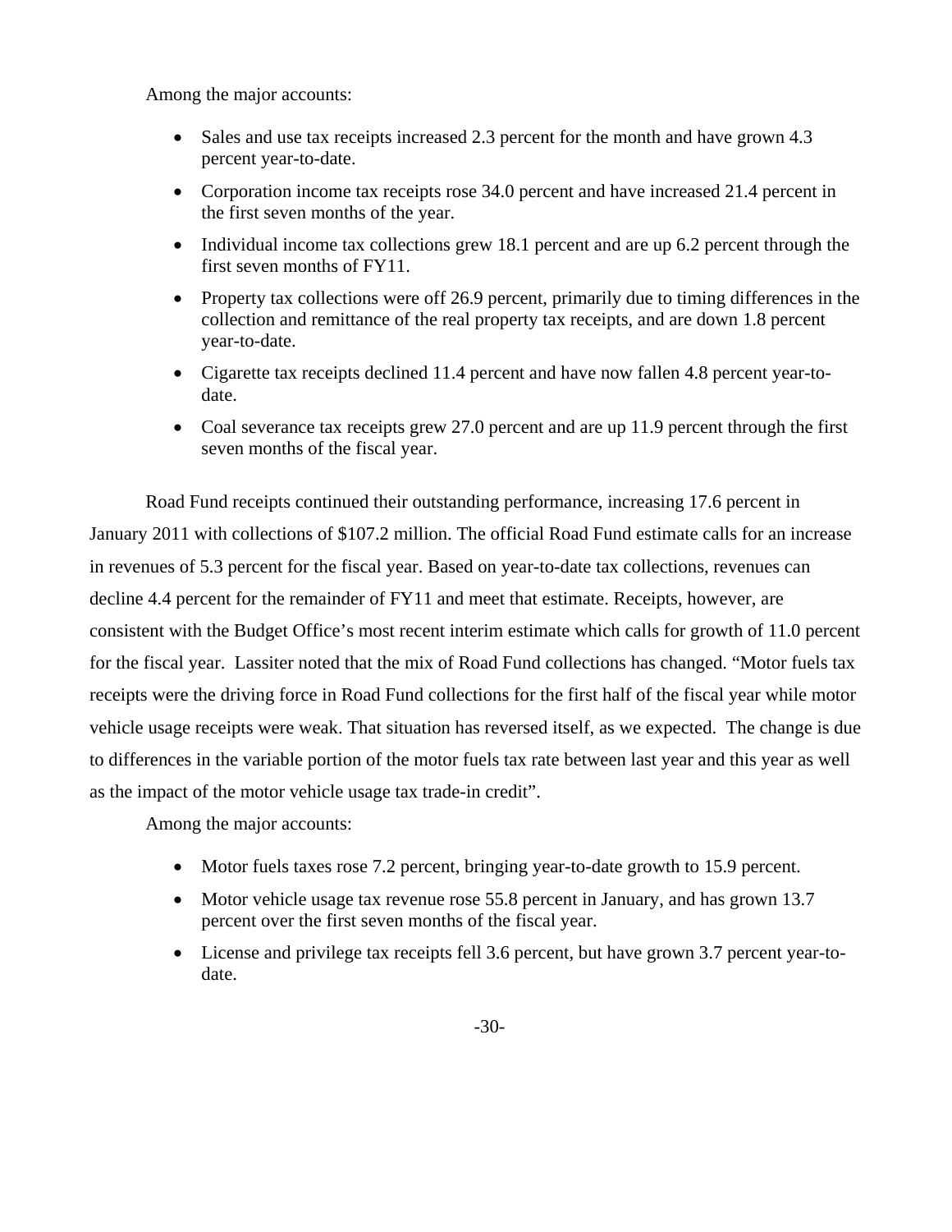Among the major accounts:

- Sales and use tax receipts increased 2.3 percent for the month and have grown 4.3 percent year-to-date.
- Corporation income tax receipts rose 34.0 percent and have increased 21.4 percent in the first seven months of the year.
- Individual income tax collections grew 18.1 percent and are up 6.2 percent through the first seven months of FY11.
- Property tax collections were off 26.9 percent, primarily due to timing differences in the collection and remittance of the real property tax receipts, and are down 1.8 percent year-to-date.
- Cigarette tax receipts declined 11.4 percent and have now fallen 4.8 percent year-to-date.
- Coal severance tax receipts grew 27.0 percent and are up 11.9 percent through the first seven months of the fiscal year.

Road Fund receipts continued their outstanding performance, increasing 17.6 percent in January 2011 with collections of $107.2 million. The official Road Fund estimate calls for an increase in revenues of 5.3 percent for the fiscal year. Based on year-to-date tax collections, revenues can decline 4.4 percent for the remainder of FY11 and meet that estimate. Receipts, however, are consistent with the Budget Office's most recent interim estimate which calls for growth of 11.0 percent for the fiscal year. Lassiter noted that the mix of Road Fund collections has changed. "Motor fuels tax receipts were the driving force in Road Fund collections for the first half of the fiscal year while motor vehicle usage receipts were weak. That situation has reversed itself, as we expected. The change is due to differences in the variable portion of the motor fuels tax rate between last year and this year as well as the impact of the motor vehicle usage tax trade-in credit".

Among the major accounts:

- Motor fuels taxes rose 7.2 percent, bringing year-to-date growth to 15.9 percent.
- Motor vehicle usage tax revenue rose 55.8 percent in January, and has grown 13.7 percent over the first seven months of the fiscal year.
- License and privilege tax receipts fell 3.6 percent, but have grown 3.7 percent year-to-date.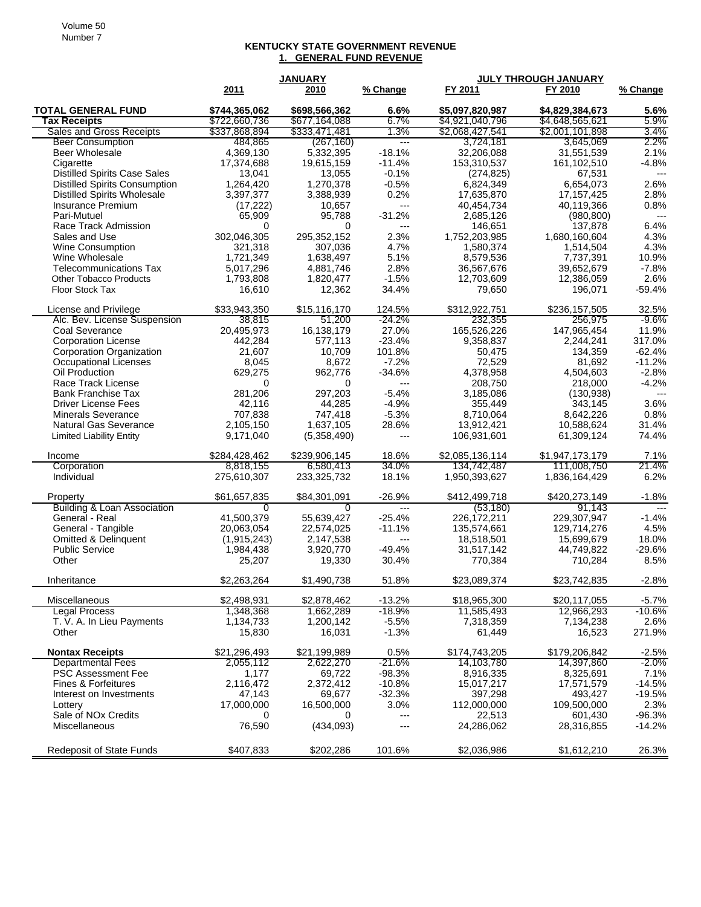**KENTUCKY STATE GOVERNMENT REVENUE**
**1. GENERAL FUND REVENUE**

| | JANUARY | | | JULY THROUGH JANUARY | | |
|---|---|---|---|---|---|---|
| | 2011 | 2010 | % Change | FY 2011 | FY 2010 | % Change |
| **TOTAL GENERAL FUND** | **$744,365,062** | **$698,566,362** | **6.6%** | **$5,097,820,987** | **$4,829,384,673** | **5.6%** |
| **Tax Receipts** | $722,660,736 | $677,164,088 | 6.7% | $4,921,040,796 | $4,648,565,621 | 5.9% |
| Sales and Gross Receipts | $337,868,894 | $333,471,481 | 1.3% | $2,068,427,541 | $2,001,101,898 | 3.4% |
| Beer Consumption | 484,865 | (267,160) | --- | 3,724,181 | 3,645,069 | 2.2% |
| Beer Wholesale | 4,369,130 | 5,332,395 | -18.1% | 32,206,088 | 31,551,539 | 2.1% |
| Cigarette | 17,374,688 | 19,615,159 | -11.4% | 153,310,537 | 161,102,510 | -4.8% |
| Distilled Spirits Case Sales | 13,041 | 13,055 | -0.1% | (274,825) | 67,531 | --- |
| Distilled Spirits Consumption | 1,264,420 | 1,270,378 | -0.5% | 6,824,349 | 6,654,073 | 2.6% |
| Distilled Spirits Wholesale | 3,397,377 | 3,388,939 | 0.2% | 17,635,870 | 17,157,425 | 2.8% |
| Insurance Premium | (17,222) | 10,657 | --- | 40,454,734 | 40,119,366 | 0.8% |
| Pari-Mutuel | 65,909 | 95,788 | -31.2% | 2,685,126 | (980,800) | --- |
| Race Track Admission | 0 | 0 | --- | 146,651 | 137,878 | 6.4% |
| Sales and Use | 302,046,305 | 295,352,152 | 2.3% | 1,752,203,985 | 1,680,160,604 | 4.3% |
| Wine Consumption | 321,318 | 307,036 | 4.7% | 1,580,374 | 1,514,504 | 4.3% |
| Wine Wholesale | 1,721,349 | 1,638,497 | 5.1% | 8,579,536 | 7,737,391 | 10.9% |
| Telecommunications Tax | 5,017,296 | 4,881,746 | 2.8% | 36,567,676 | 39,652,679 | -7.8% |
| Other Tobacco Products | 1,793,808 | 1,820,477 | -1.5% | 12,703,609 | 12,386,059 | 2.6% |
| Floor Stock Tax | 16,610 | 12,362 | 34.4% | 79,650 | 196,071 | -59.4% |
| | | | | | | |
| License and Privilege | $33,943,350 | $15,116,170 | 124.5% | $312,922,751 | $236,157,505 | 32.5% |
| Alc. Bev. License Suspension | 38,815 | 51,200 | -24.2% | 232,355 | 256,975 | -9.6% |
| Coal Severance | 20,495,973 | 16,138,179 | 27.0% | 165,526,226 | 147,965,454 | 11.9% |
| Corporation License | 442,284 | 577,113 | -23.4% | 9,358,837 | 2,244,241 | 317.0% |
| Corporation Organization | 21,607 | 10,709 | 101.8% | 50,475 | 134,359 | -62.4% |
| Occupational Licenses | 8,045 | 8,672 | -7.2% | 72,529 | 81,692 | -11.2% |
| Oil Production | 629,275 | 962,776 | -34.6% | 4,378,958 | 4,504,603 | -2.8% |
| Race Track License | 0 | 0 | --- | 208,750 | 218,000 | -4.2% |
| Bank Franchise Tax | 281,206 | 297,203 | -5.4% | 3,185,086 | (130,938) | --- |
| Driver License Fees | 42,116 | 44,285 | -4.9% | 355,449 | 343,145 | 3.6% |
| Minerals Severance | 707,838 | 747,418 | -5.3% | 8,710,064 | 8,642,226 | 0.8% |
| Natural Gas Severance | 2,105,150 | 1,637,105 | 28.6% | 13,912,421 | 10,588,624 | 31.4% |
| Limited Liability Entity | 9,171,040 | (5,358,490) | --- | 106,931,601 | 61,309,124 | 74.4% |
| | | | | | | |
| Income | $284,428,462 | $239,906,145 | 18.6% | $2,085,136,114 | $1,947,173,179 | 7.1% |
| Corporation | 8,818,155 | 6,580,413 | 34.0% | 134,742,487 | 111,008,750 | 21.4% |
| Individual | 275,610,307 | 233,325,732 | 18.1% | 1,950,393,627 | 1,836,164,429 | 6.2% |
| | | | | | | |
| Property | $61,657,835 | $84,301,091 | -26.9% | $412,499,718 | $420,273,149 | -1.8% |
| Building & Loan Association | 0 | 0 | --- | (53,180) | 91,143 | --- |
| General - Real | 41,500,379 | 55,639,427 | -25.4% | 226,172,211 | 229,307,947 | -1.4% |
| General - Tangible | 20,063,054 | 22,574,025 | -11.1% | 135,574,661 | 129,714,276 | 4.5% |
| Omitted & Delinquent | (1,915,243) | 2,147,538 | --- | 18,518,501 | 15,699,679 | 18.0% |
| Public Service | 1,984,438 | 3,920,770 | -49.4% | 31,517,142 | 44,749,822 | -29.6% |
| Other | 25,207 | 19,330 | 30.4% | 770,384 | 710,284 | 8.5% |
| | | | | | | |
| Inheritance | $2,263,264 | $1,490,738 | 51.8% | $23,089,374 | $23,742,835 | -2.8% |
| | | | | | | |
| Miscellaneous | $2,498,931 | $2,878,462 | -13.2% | $18,965,300 | $20,117,055 | -5.7% |
| Legal Process | 1,348,368 | 1,662,289 | -18.9% | 11,585,493 | 12,966,293 | -10.6% |
| T. V. A. In Lieu Payments | 1,134,733 | 1,200,142 | -5.5% | 7,318,359 | 7,134,238 | 2.6% |
| Other | 15,830 | 16,031 | -1.3% | 61,449 | 16,523 | 271.9% |
| | | | | | | |
| **Nontax Receipts** | $21,296,493 | $21,199,989 | 0.5% | $174,743,205 | $179,206,842 | -2.5% |
| Departmental Fees | 2,055,112 | 2,622,270 | -21.6% | 14,103,780 | 14,397,860 | -2.0% |
| PSC Assessment Fee | 1,177 | 69,722 | -98.3% | 8,916,335 | 8,325,691 | 7.1% |
| Fines & Forfeitures | 2,116,472 | 2,372,412 | -10.8% | 15,017,217 | 17,571,579 | -14.5% |
| Interest on Investments | 47,143 | 69,677 | -32.3% | 397,298 | 493,427 | -19.5% |
| Lottery | 17,000,000 | 16,500,000 | 3.0% | 112,000,000 | 109,500,000 | 2.3% |
| Sale of NOx Credits | 0 | 0 | --- | 22,513 | 601,430 | -96.3% |
| Miscellaneous | 76,590 | (434,093) | --- | 24,286,062 | 28,316,855 | -14.2% |
| | | | | | | |
| Redeposit of State Funds | $407,833 | $202,286 | 101.6% | $2,036,986 | $1,612,210 | 26.3% |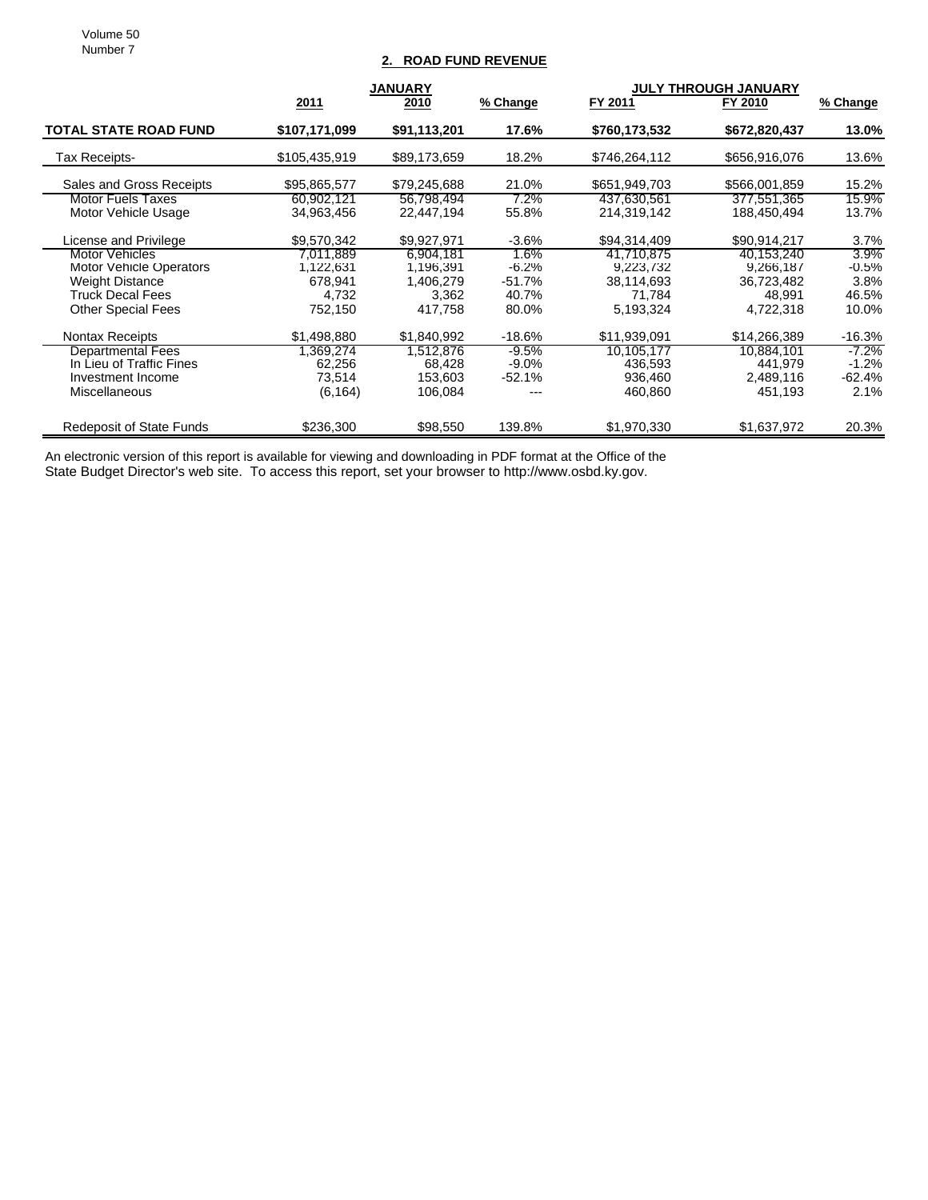## 2. ROAD FUND REVENUE

| | JANUARY | | | JULY THROUGH JANUARY | | |
|---|---|---|---|---|---|---|
| | 2011 | 2010 | % Change | FY 2011 | FY 2010 | % Change |
| **TOTAL STATE ROAD FUND** | **$107,171,099** | **$91,113,201** | **17.6%** | **$760,173,532** | **$672,820,437** | **13.0%** |
| Tax Receipts- | $105,435,919 | $89,173,659 | 18.2% | $746,264,112 | $656,916,076 | 13.6% |
| Sales and Gross Receipts | $95,865,577 | $79,245,688 | 21.0% | $651,949,703 | $566,001,859 | 15.2% |
| Motor Fuels Taxes | 60,902,121 | 56,798,494 | 7.2% | 437,630,561 | 377,551,365 | 15.9% |
| Motor Vehicle Usage | 34,963,456 | 22,447,194 | 55.8% | 214,319,142 | 188,450,494 | 13.7% |
| License and Privilege | $9,570,342 | $9,927,971 | -3.6% | $94,314,409 | $90,914,217 | 3.7% |
| Motor Vehicles | 7,011,889 | 6,904,181 | 1.6% | 41,710,875 | 40,153,240 | 3.9% |
| Motor Vehicle Operators | 1,122,631 | 1,196,391 | -6.2% | 9,223,732 | 9,266,187 | -0.5% |
| Weight Distance | 678,941 | 1,406,279 | -51.7% | 38,114,693 | 36,723,482 | 3.8% |
| Truck Decal Fees | 4,732 | 3,362 | 40.7% | 71,784 | 48,991 | 46.5% |
| Other Special Fees | 752,150 | 417,758 | 80.0% | 5,193,324 | 4,722,318 | 10.0% |
| Nontax Receipts | $1,498,880 | $1,840,992 | -18.6% | $11,939,091 | $14,266,389 | -16.3% |
| Departmental Fees | 1,369,274 | 1,512,876 | -9.5% | 10,105,177 | 10,884,101 | -7.2% |
| In Lieu of Traffic Fines | 62,256 | 68,428 | -9.0% | 436,593 | 441,979 | -1.2% |
| Investment Income | 73,514 | 153,603 | -52.1% | 936,460 | 2,489,116 | -62.4% |
| Miscellaneous | (6,164) | 106,084 | --- | 460,860 | 451,193 | 2.1% |
| Redeposit of State Funds | $236,300 | $98,550 | 139.8% | $1,970,330 | $1,637,972 | 20.3% |

An electronic version of this report is available for viewing and downloading in PDF format at the Office of the State Budget Director's web site. To access this report, set your browser to http://www.osbd.ky.gov.